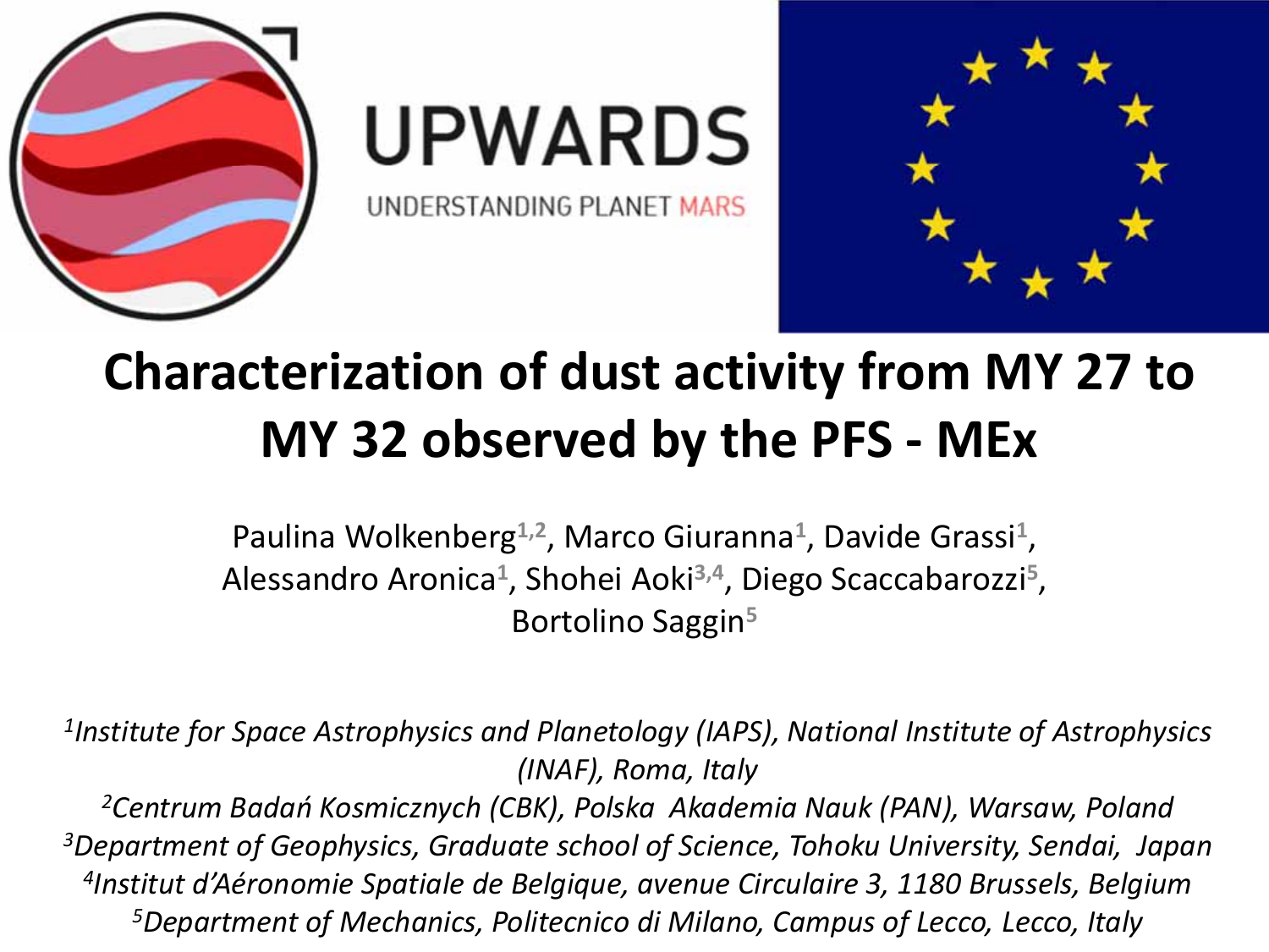UPWARDS

UNDERSTANDING PLANET MARS

# Characterization of dust activity from MY 27 to MY 32 observed by the PFS - MEx

Paulina Wolkenberg[1,2], Marco Giuranna[1], Davide Grassi[1], Alessandro Aronica[1], Shohei Aoki[3,4], Diego Scaccabarozzi[5], Bortolino Saggin[5]

*[1]Institute for Space Astrophysics and Planetology (IAPS), National Institute of Astrophysics (INAF), Roma, Italy*
*[2]Centrum Badań Kosmicznych (CBK), Polska Akademia Nauk (PAN), Warsaw, Poland*
*[3]Department of Geophysics, Graduate school of Science, Tohoku University, Sendai, Japan*
*[4]Institut d'Aéronomie Spatiale de Belgique, avenue Circulaire 3, 1180 Brussels, Belgium*
*[5]Department of Mechanics, Politecnico di Milano, Campus of Lecco, Lecco, Italy*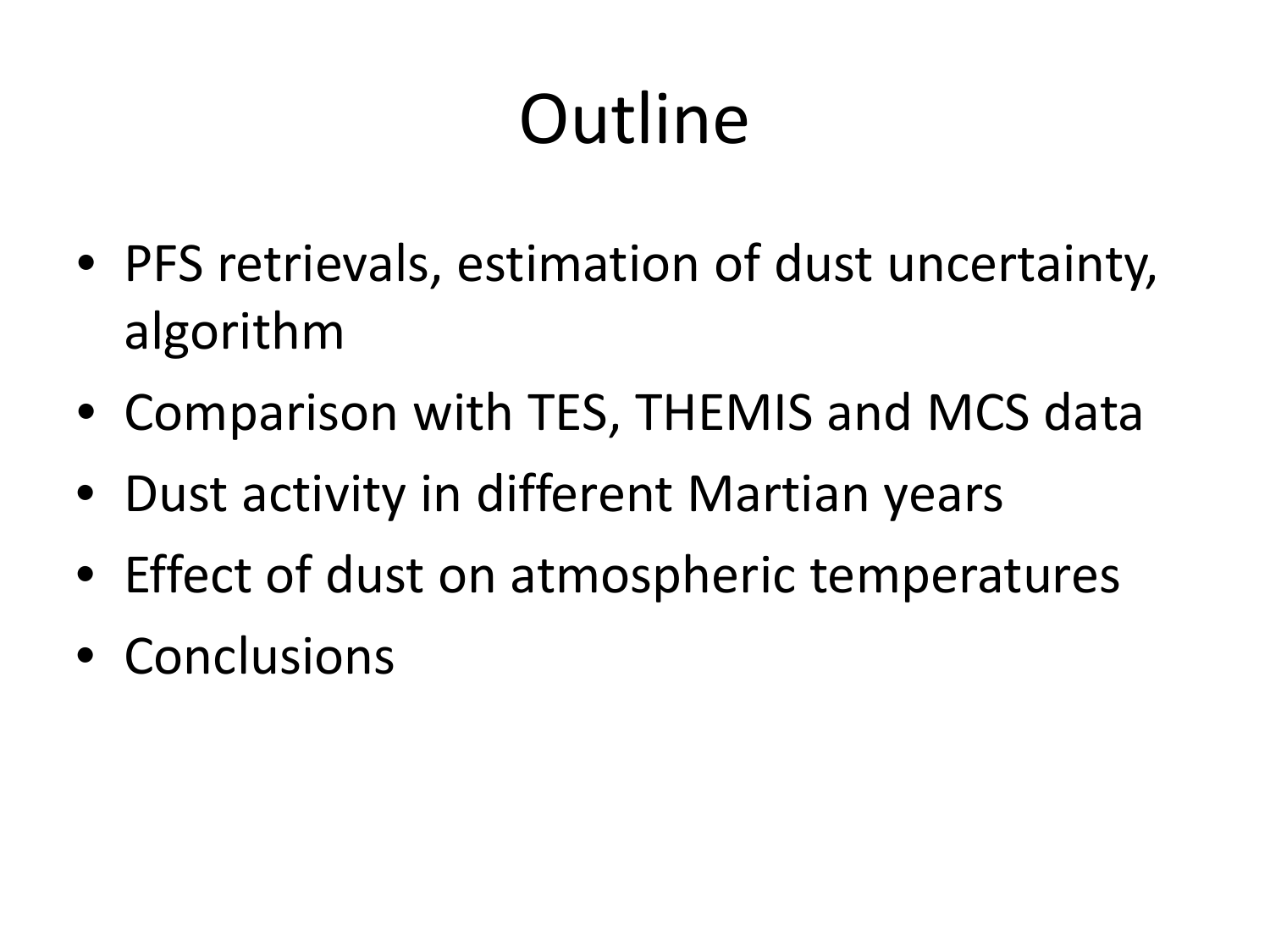# Outline

- PFS retrievals, estimation of dust uncertainty, algorithm
- Comparison with TES, THEMIS and MCS data
- Dust activity in different Martian years
- Effect of dust on atmospheric temperatures
- Conclusions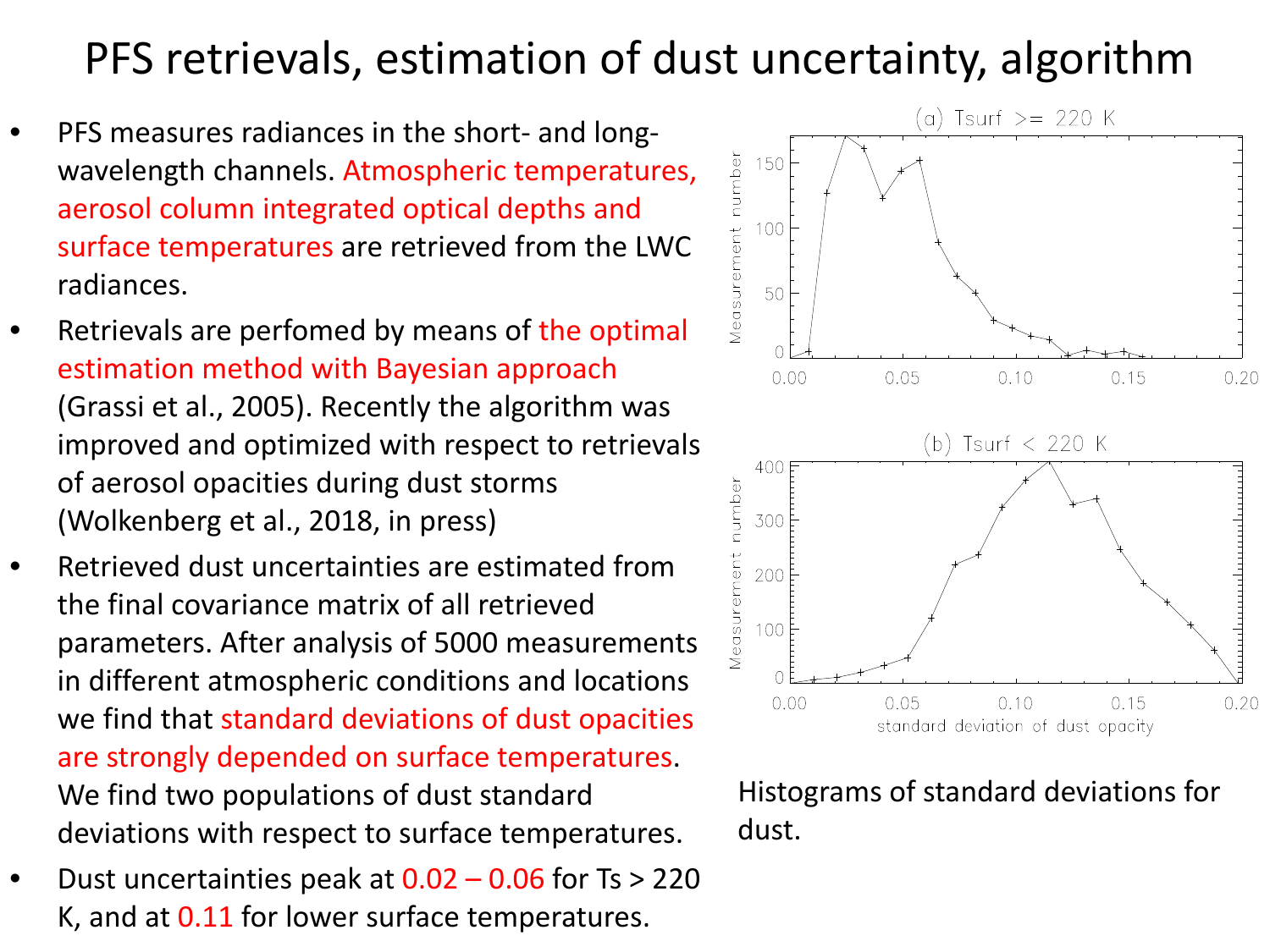# PFS retrievals, estimation of dust uncertainty, algorithm

- PFS measures radiances in the short- and long-wavelength channels. Atmospheric temperatures, aerosol column integrated optical depths and surface temperatures are retrieved from the LWC radiances.
- Retrievals are perfomed by means of the optimal estimation method with Bayesian approach (Grassi et al., 2005). Recently the algorithm was improved and optimized with respect to retrievals of aerosol opacities during dust storms (Wolkenberg et al., 2018, in press)
- Retrieved dust uncertainties are estimated from the final covariance matrix of all retrieved parameters. After analysis of 5000 measurements in different atmospheric conditions and locations we find that standard deviations of dust opacities are strongly depended on surface temperatures. We find two populations of dust standard deviations with respect to surface temperatures.
- Dust uncertainties peak at 0.02 – 0.06 for Ts > 220 K, and at 0.11 for lower surface temperatures.

Histograms of standard deviations for dust.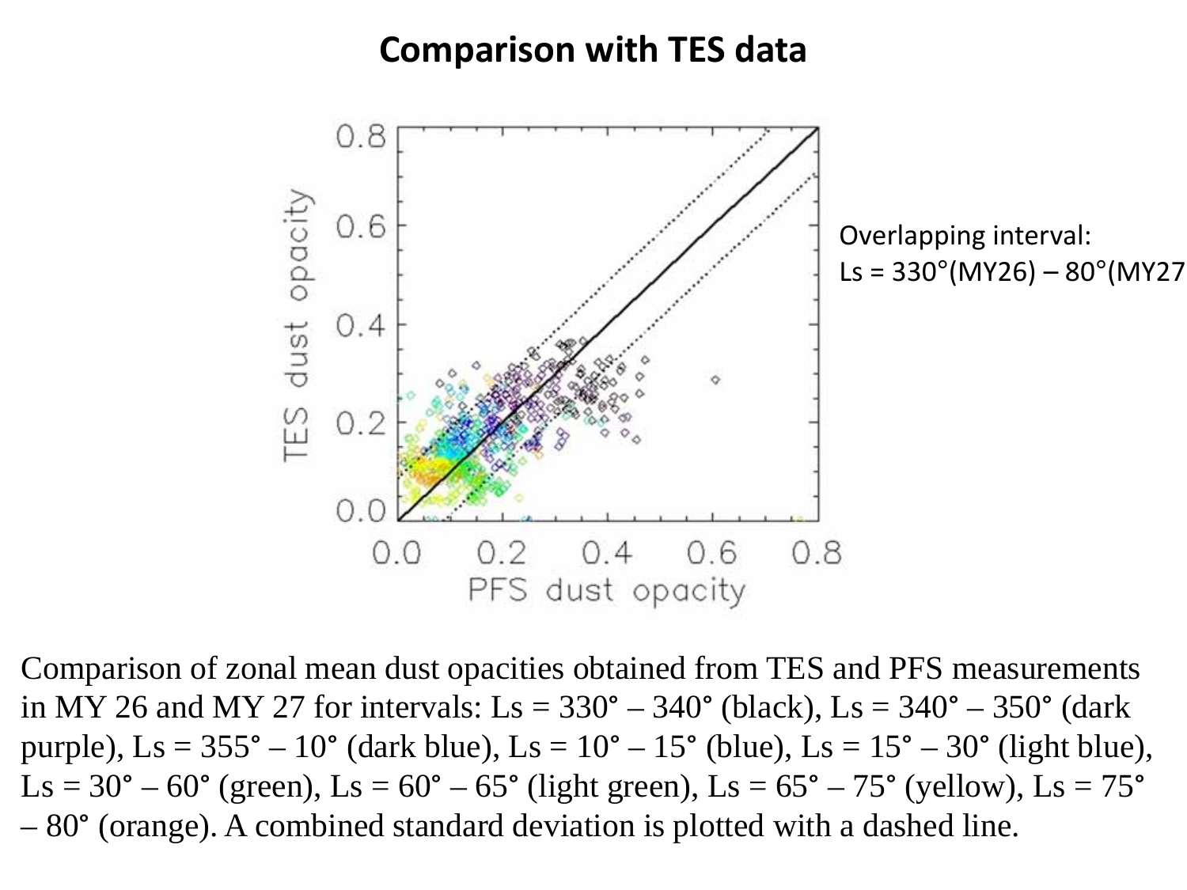# Comparison with TES data

Overlapping interval:
Ls = 330°(MY26) – 80°(MY27

Comparison of zonal mean dust opacities obtained from TES and PFS measurements in MY 26 and MY 27 for intervals: Ls = 330° – 340° (black), Ls = 340° – 350° (dark purple), Ls = 355° – 10° (dark blue), Ls = 10° – 15° (blue), Ls = 15° – 30° (light blue), Ls = 30° – 60° (green), Ls = 60° – 65° (light green), Ls = 65° – 75° (yellow), Ls = 75° – 80° (orange). A combined standard deviation is plotted with a dashed line.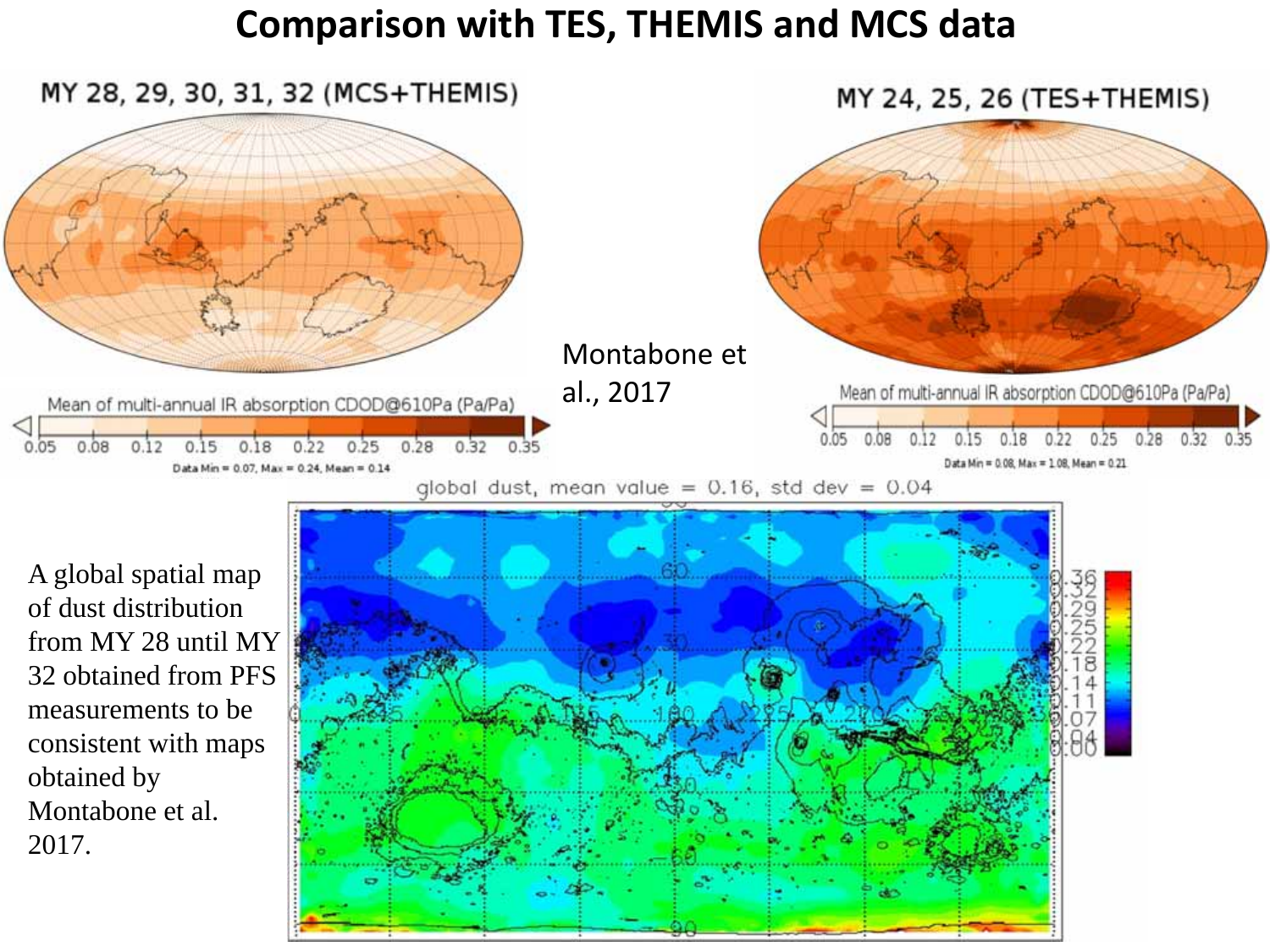# Comparison with TES, THEMIS and MCS data

MY 28, 29, 30, 31, 32 (MCS+THEMIS)

Mean of multi-annual IR absorption CDOD@610Pa (Pa/Pa)

0.05 0.08 0.12 0.15 0.18 0.22 0.25 0.28 0.32 0.35

Data Min = 0.07, Max = 0.24, Mean = 0.14

MY 24, 25, 26 (TES+THEMIS)

Mean of multi-annual IR absorption CDOD@610Pa (Pa/Pa)

0.05 0.08 0.12 0.15 0.18 0.22 0.25 0.28 0.32 0.35

Data Min = 0.08, Max = 1.08, Mean = 0.21

Montabone et al., 2017

global dust, mean value = 0.16, std dev = 0.04

A global spatial map of dust distribution from MY 28 until MY 32 obtained from PFS measurements to be consistent with maps obtained by Montabone et al. 2017.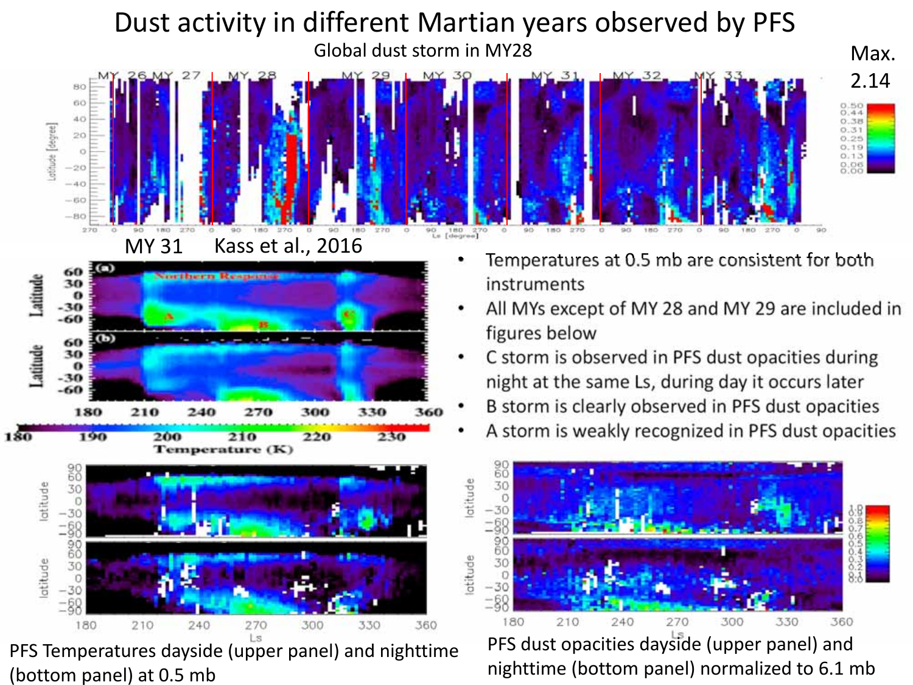# Dust activity in different Martian years observed by PFS

Global dust storm in MY28

Max. 2.14

MY 31 Kass et al., 2016

- Temperatures at 0.5 mb are consistent for both instruments
- All MYs except of MY 28 and MY 29 are included in figures below
- C storm is observed in PFS dust opacities during night at the same Ls, during day it occurs later
- B storm is clearly observed in PFS dust opacities
- A storm is weakly recognized in PFS dust opacities

PFS Temperatures dayside (upper panel) and nighttime (bottom panel) at 0.5 mb

PFS dust opacities dayside (upper panel) and nighttime (bottom panel) normalized to 6.1 mb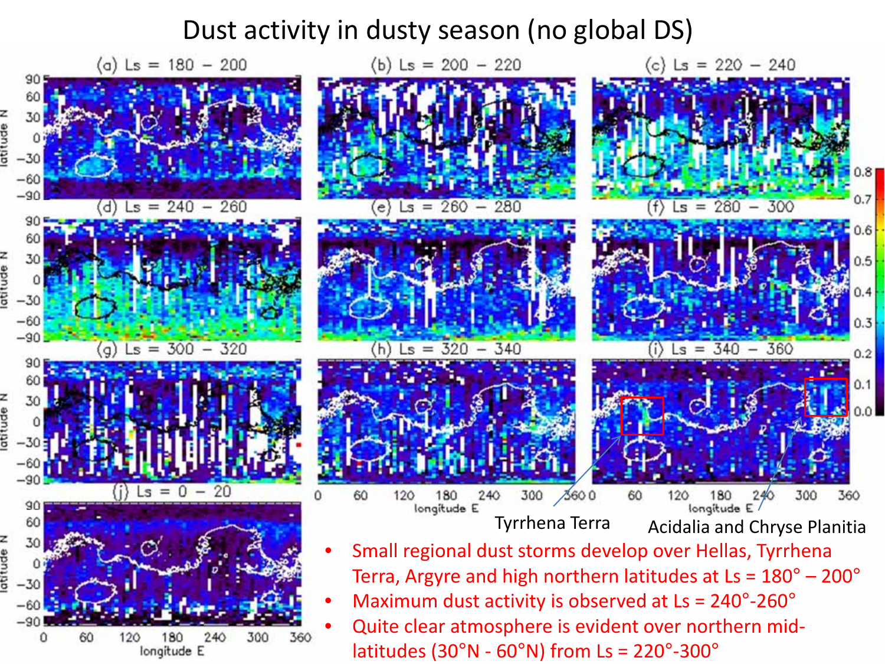# Dust activity in dusty season (no global DS)

Tyrrhena Terra

Acidalia and Chryse Planitia

- Small regional dust storms develop over Hellas, Tyrrhena Terra, Argyre and high northern latitudes at Ls = 180° – 200°
- Maximum dust activity is observed at Ls = 240°-260°
- Quite clear atmosphere is evident over northern mid-latitudes (30°N - 60°N) from Ls = 220°-300°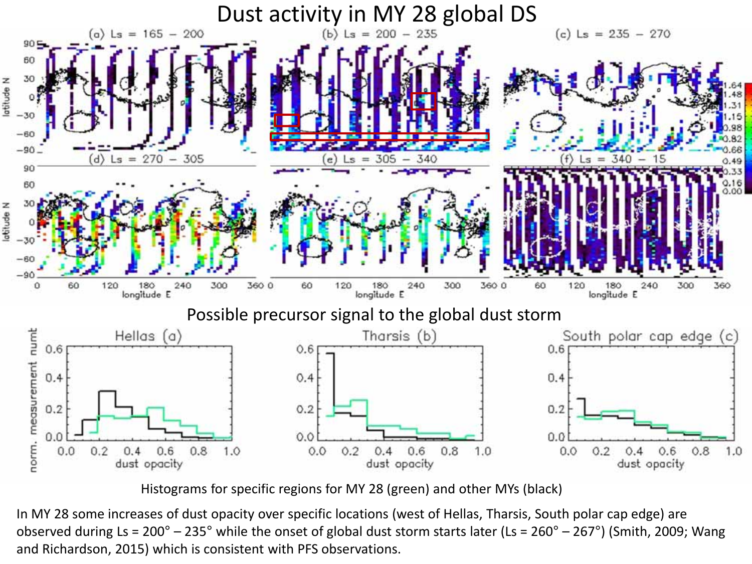# Dust activity in MY 28 global DS

## Possible precursor signal to the global dust storm

Histograms for specific regions for MY 28 (green) and other MYs (black)

In MY 28 some increases of dust opacity over specific locations (west of Hellas, Tharsis, South polar cap edge) are observed during Ls = 200° – 235° while the onset of global dust storm starts later (Ls = 260° – 267°) (Smith, 2009; Wang and Richardson, 2015) which is consistent with PFS observations.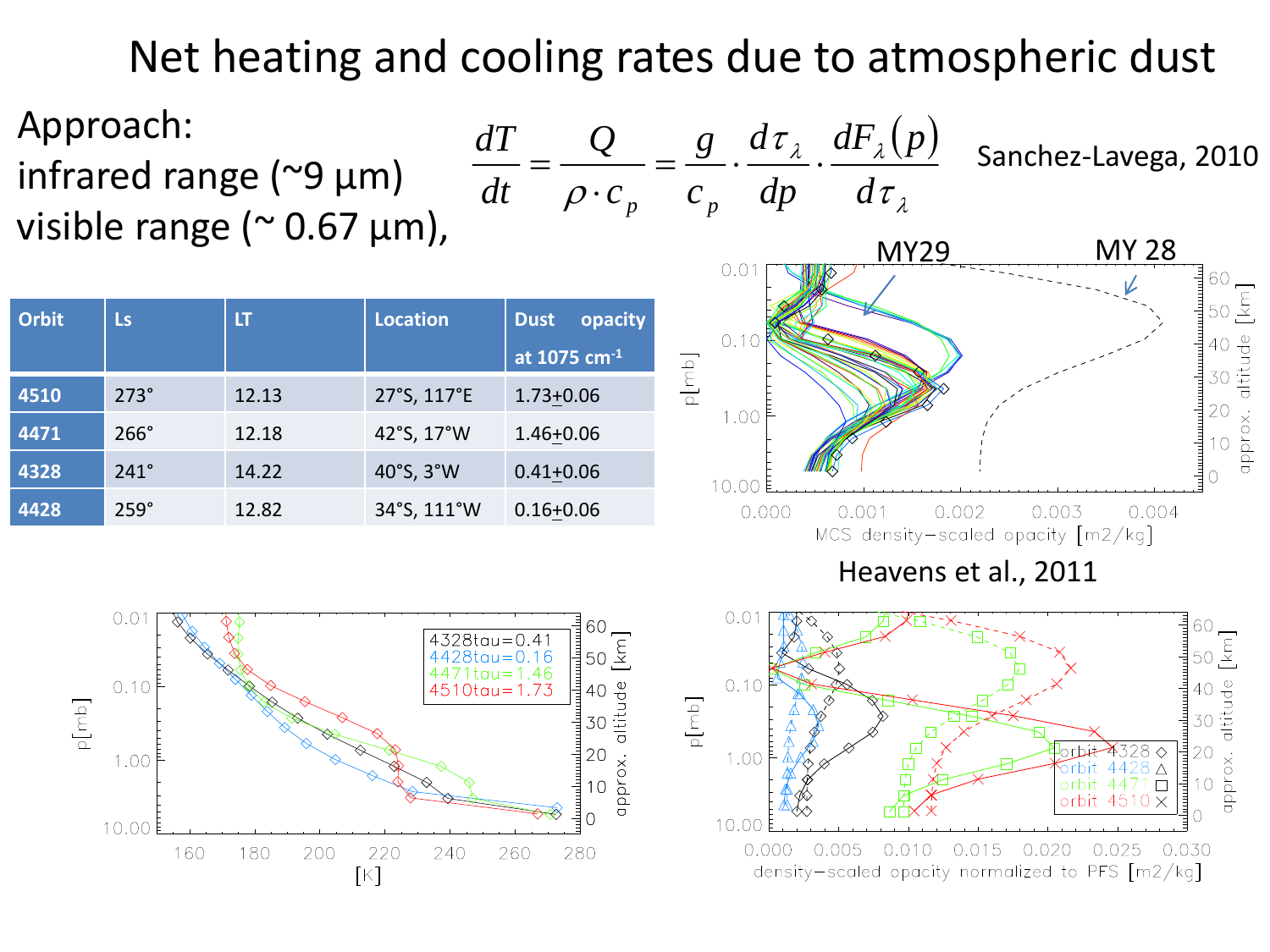# Net heating and cooling rates due to atmospheric dust

Approach:
infrared range (~9 µm)
visible range (~ 0.67 µm),

$$\frac{dT}{dt} = \frac{Q}{\rho \cdot c_p} = \frac{g}{c_p} \cdot \frac{d\tau_\lambda}{dp} \cdot \frac{dF_\lambda(p)}{d\tau_\lambda}$$

Sanchez-Lavega, 2010

| Orbit | Ls | LT | Location | Dust opacity at 1075 $cm^{-1}$ |
|---|---|---|---|---|
| 4510 | 273° | 12.13 | 27°S, 117°E | 1.73±0.06 |
| 4471 | 266° | 12.18 | 42°S, 17°W | 1.46±0.06 |
| 4328 | 241° | 14.22 | 40°S, 3°W | 0.41±0.06 |
| 4428 | 259° | 12.82 | 34°S, 111°W | 0.16±0.06 |

Heavens et al., 2011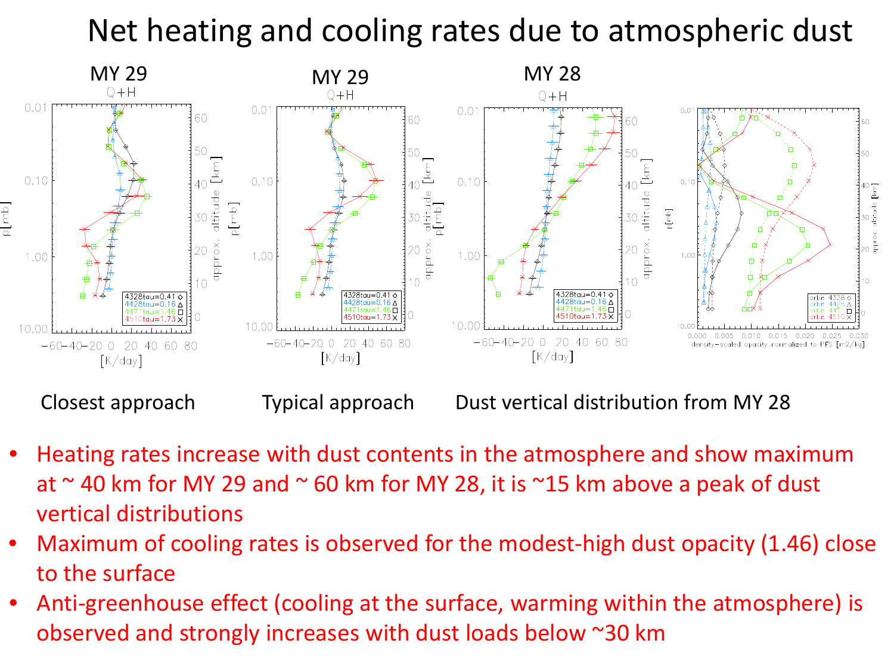# Net heating and cooling rates due to atmospheric dust

MY 29 — Closest approach

MY 29 — Typical approach

MY 28 — Dust vertical distribution from MY 28

- Heating rates increase with dust contents in the atmosphere and show maximum at ~ 40 km for MY 29 and ~ 60 km for MY 28, it is ~15 km above a peak of dust vertical distributions
- Maximum of cooling rates is observed for the modest-high dust opacity (1.46) close to the surface
- Anti-greenhouse effect (cooling at the surface, warming within the atmosphere) is observed and strongly increases with dust loads below ~30 km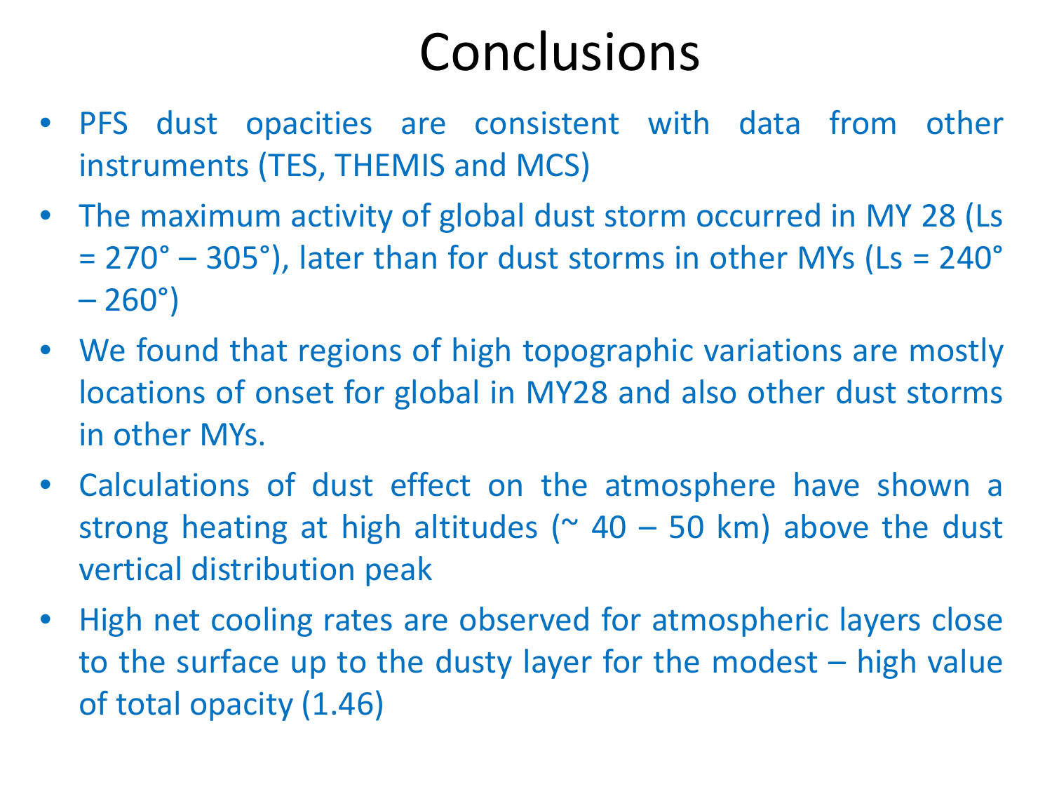# Conclusions

- PFS dust opacities are consistent with data from other instruments (TES, THEMIS and MCS)
- The maximum activity of global dust storm occurred in MY 28 (Ls = 270° – 305°), later than for dust storms in other MYs (Ls = 240° – 260°)
- We found that regions of high topographic variations are mostly locations of onset for global in MY28 and also other dust storms in other MYs.
- Calculations of dust effect on the atmosphere have shown a strong heating at high altitudes (~ 40 – 50 km) above the dust vertical distribution peak
- High net cooling rates are observed for atmospheric layers close to the surface up to the dusty layer for the modest – high value of total opacity (1.46)